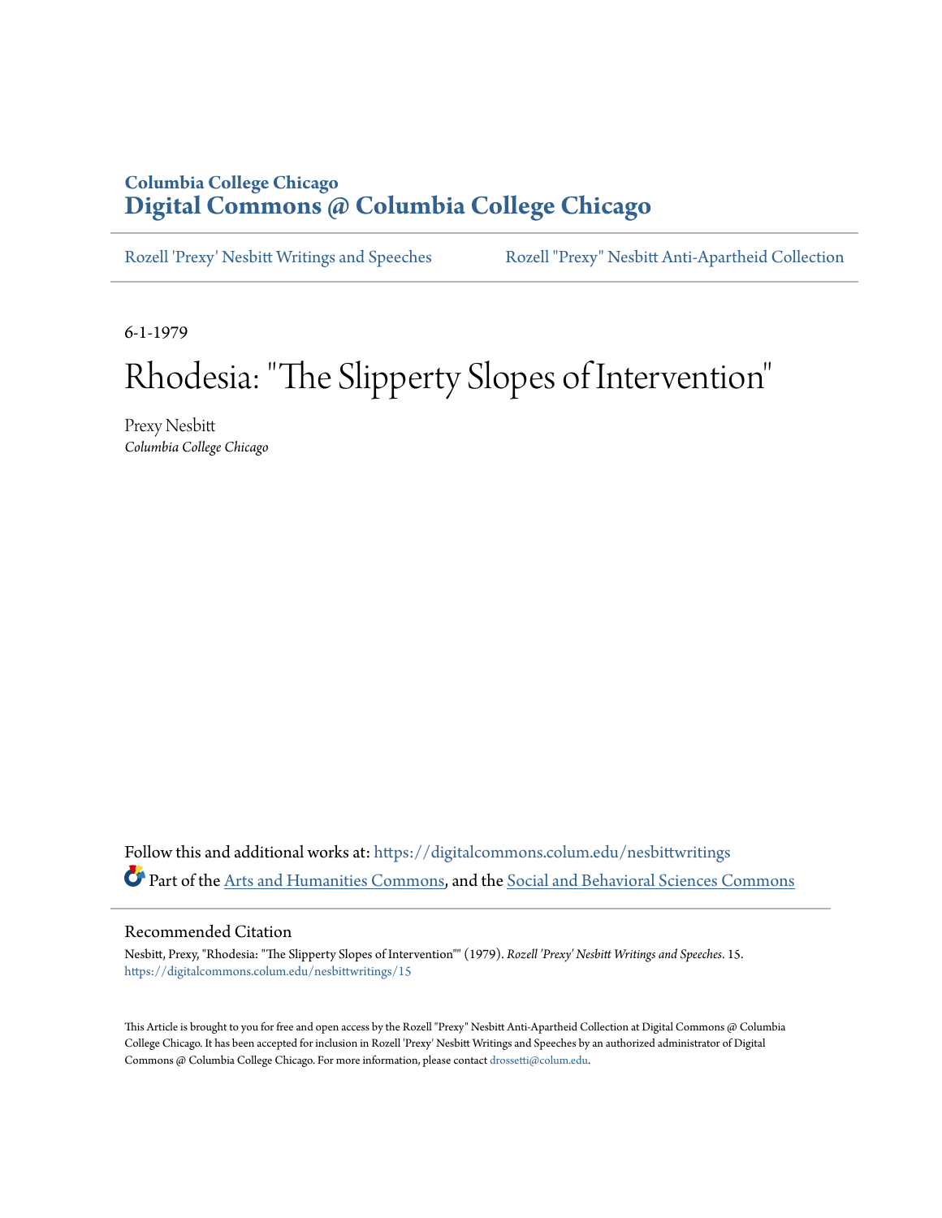Columbia College Chicago

# Digital Commons @ Columbia College Chicago

Rozell 'Prexy' Nesbitt Writings and Speeches | Rozell "Prexy" Nesbitt Anti-Apartheid Collection

6-1-1979

# Rhodesia: "The Slipperty Slopes of Intervention"

Prexy Nesbitt
*Columbia College Chicago*

Follow this and additional works at: https://digitalcommons.colum.edu/nesbittwritings

Part of the Arts and Humanities Commons, and the Social and Behavioral Sciences Commons

## Recommended Citation

Nesbitt, Prexy, "Rhodesia: "The Slipperty Slopes of Intervention"" (1979). *Rozell 'Prexy' Nesbitt Writings and Speeches*. 15.
https://digitalcommons.colum.edu/nesbittwritings/15

This Article is brought to you for free and open access by the Rozell "Prexy" Nesbitt Anti-Apartheid Collection at Digital Commons @ Columbia College Chicago. It has been accepted for inclusion in Rozell 'Prexy' Nesbitt Writings and Speeches by an authorized administrator of Digital Commons @ Columbia College Chicago. For more information, please contact drossetti@colum.edu.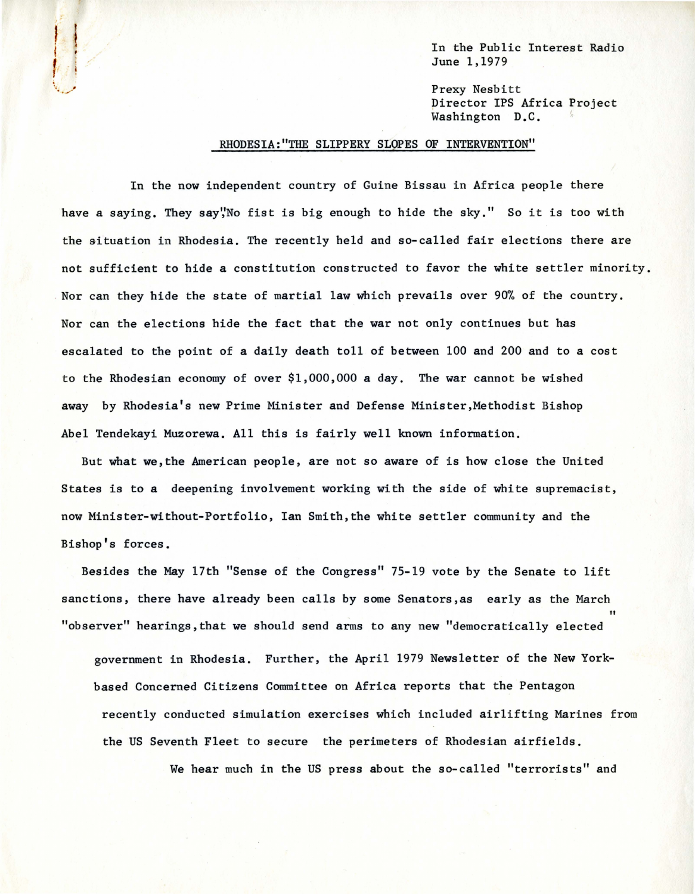In the Public Interest Radio
June 1,1979

Prexy Nesbitt
Director IPS Africa Project
Washington D.C.

## RHODESIA:"THE SLIPPERY SLOPES OF INTERVENTION"

In the now independent country of Guine Bissau in Africa people there have a saying. They say"No fist is big enough to hide the sky." So it is too with the situation in Rhodesia. The recently held and so-called fair elections there are not sufficient to hide a constitution constructed to favor the white settler minority. Nor can they hide the state of martial law which prevails over 90% of the country. Nor can the elections hide the fact that the war not only continues but has escalated to the point of a daily death toll of between 100 and 200 and to a cost to the Rhodesian economy of over $1,000,000 a day. The war cannot be wished away by Rhodesia's new Prime Minister and Defense Minister,Methodist Bishop Abel Tendekayi Muzorewa. All this is fairly well known information.

But what we,the American people, are not so aware of is how close the United States is to a deepening involvement working with the side of white supremacist, now Minister-without-Portfolio, Ian Smith,the white settler community and the Bishop's forces.

Besides the May 17th "Sense of the Congress" 75-19 vote by the Senate to lift sanctions, there have already been calls by some Senators,as early as the March "observer" hearings,that we should send arms to any new "democratically elected" government in Rhodesia. Further, the April 1979 Newsletter of the New York-based Concerned Citizens Committee on Africa reports that the Pentagon recently conducted simulation exercises which included airlifting Marines from the US Seventh Fleet to secure the perimeters of Rhodesian airfields.

We hear much in the US press about the so-called "terrorists" and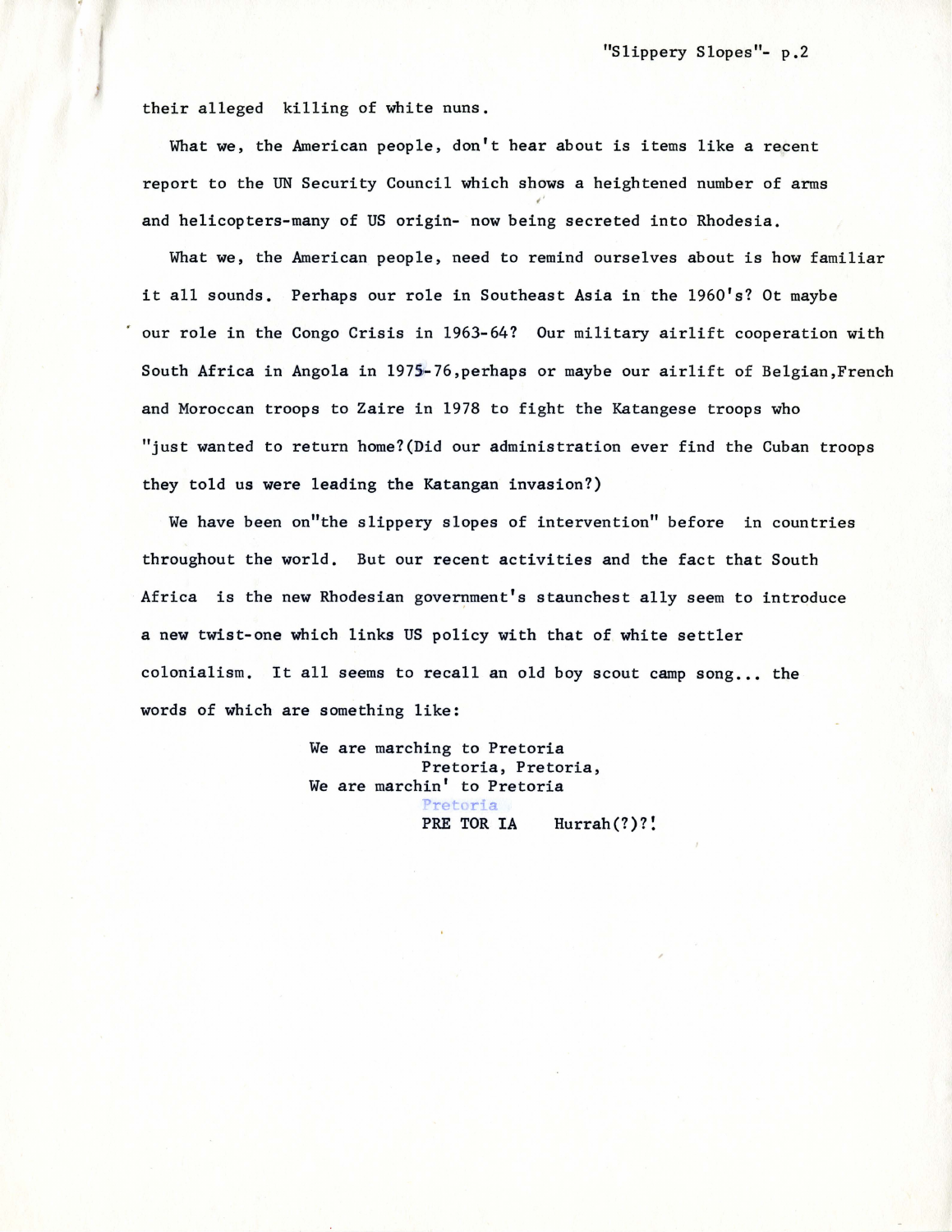their alleged killing of white nuns.

What we, the American people, don't hear about is items like a recent report to the UN Security Council which shows a heightened number of arms and helicopters-many of US origin- now being secreted into Rhodesia.

What we, the American people, need to remind ourselves about is how familiar it all sounds. Perhaps our role in Southeast Asia in the 1960's? Ot maybe our role in the Congo Crisis in 1963-64? Our military airlift cooperation with South Africa in Angola in 1975-76,perhaps or maybe our airlift of Belgian,French and Moroccan troops to Zaire in 1978 to fight the Katangese troops who "just wanted to return home?(Did our administration ever find the Cuban troops they told us were leading the Katangan invasion?)

We have been on"the slippery slopes of intervention" before in countries throughout the world. But our recent activities and the fact that South Africa is the new Rhodesian government's staunchest ally seem to introduce a new twist-one which links US policy with that of white settler colonialism. It all seems to recall an old boy scout camp song... the words of which are something like:

We are marching to Pretoria
Pretoria, Pretoria,
We are marchin' to Pretoria
Pretoria
PRE TOR IA Hurrah(?)?!